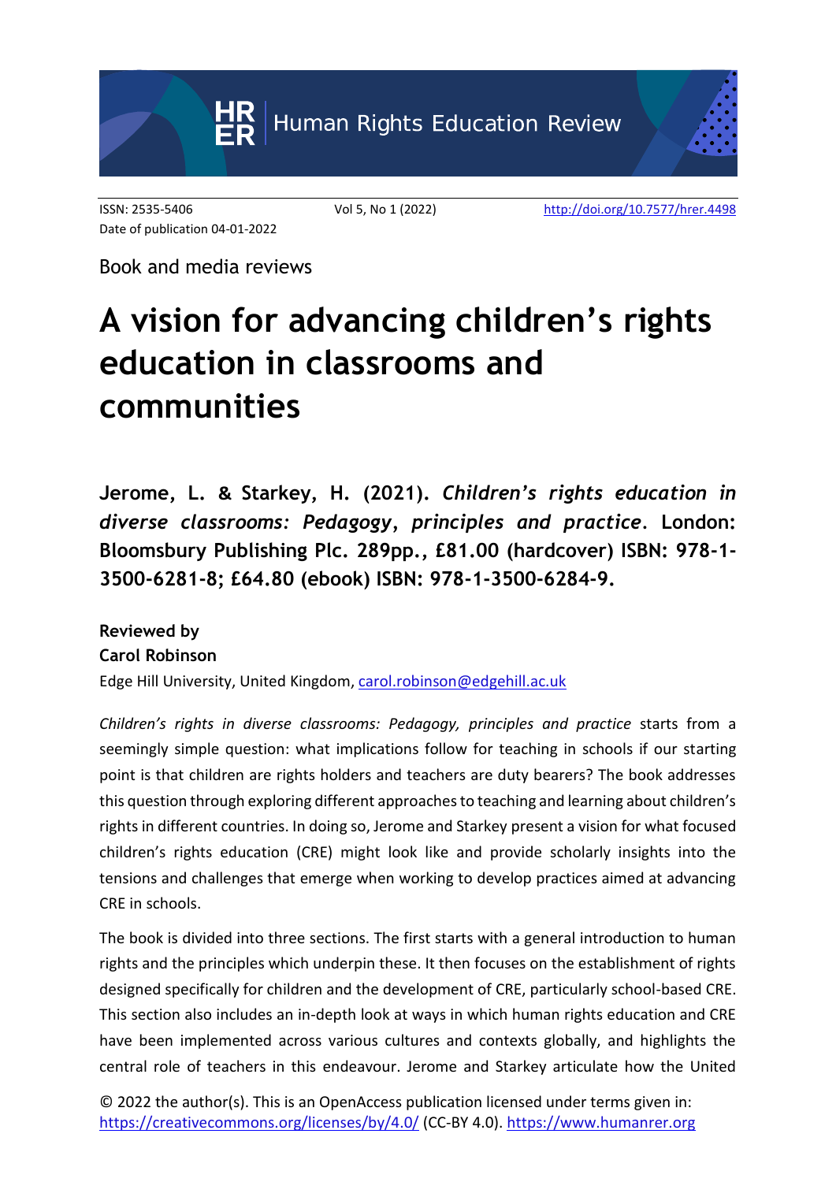ISSN: 2535-5406 Vol 5, No 1 (2022) http://doi.org/10.7577/hrer.4498
Date of publication 04-01-2022

Book and media reviews

# A vision for advancing children's rights education in classrooms and communities

**Jerome, L. & Starkey, H. (2021). *Children's rights education in diverse classrooms: Pedagogy, principles and practice*. London: Bloomsbury Publishing Plc. 289pp., £81.00 (hardcover) ISBN: 978-1-3500-6281-8; £64.80 (ebook) ISBN: 978-1-3500-6284-9.**

**Reviewed by**
**Carol Robinson**
Edge Hill University, United Kingdom, carol.robinson@edgehill.ac.uk

*Children's rights in diverse classrooms: Pedagogy, principles and practice* starts from a seemingly simple question: what implications follow for teaching in schools if our starting point is that children are rights holders and teachers are duty bearers? The book addresses this question through exploring different approaches to teaching and learning about children's rights in different countries. In doing so, Jerome and Starkey present a vision for what focused children's rights education (CRE) might look like and provide scholarly insights into the tensions and challenges that emerge when working to develop practices aimed at advancing CRE in schools.

The book is divided into three sections. The first starts with a general introduction to human rights and the principles which underpin these. It then focuses on the establishment of rights designed specifically for children and the development of CRE, particularly school-based CRE. This section also includes an in-depth look at ways in which human rights education and CRE have been implemented across various cultures and contexts globally, and highlights the central role of teachers in this endeavour. Jerome and Starkey articulate how the United

© 2022 the author(s). This is an OpenAccess publication licensed under terms given in: https://creativecommons.org/licenses/by/4.0/ (CC-BY 4.0). https://www.humanrer.org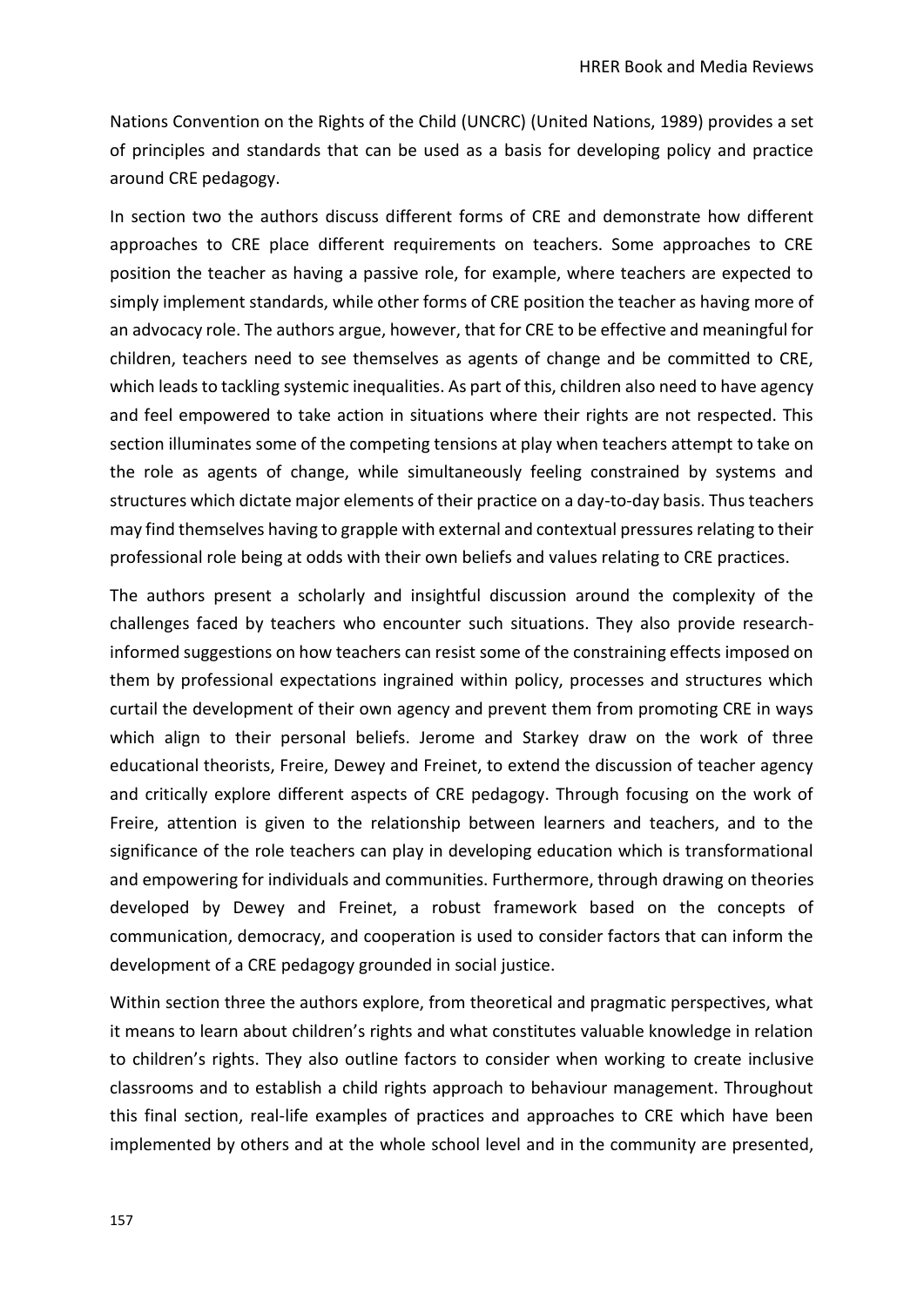Nations Convention on the Rights of the Child (UNCRC) (United Nations, 1989) provides a set of principles and standards that can be used as a basis for developing policy and practice around CRE pedagogy.

In section two the authors discuss different forms of CRE and demonstrate how different approaches to CRE place different requirements on teachers. Some approaches to CRE position the teacher as having a passive role, for example, where teachers are expected to simply implement standards, while other forms of CRE position the teacher as having more of an advocacy role. The authors argue, however, that for CRE to be effective and meaningful for children, teachers need to see themselves as agents of change and be committed to CRE, which leads to tackling systemic inequalities. As part of this, children also need to have agency and feel empowered to take action in situations where their rights are not respected. This section illuminates some of the competing tensions at play when teachers attempt to take on the role as agents of change, while simultaneously feeling constrained by systems and structures which dictate major elements of their practice on a day-to-day basis. Thus teachers may find themselves having to grapple with external and contextual pressures relating to their professional role being at odds with their own beliefs and values relating to CRE practices.

The authors present a scholarly and insightful discussion around the complexity of the challenges faced by teachers who encounter such situations. They also provide research-informed suggestions on how teachers can resist some of the constraining effects imposed on them by professional expectations ingrained within policy, processes and structures which curtail the development of their own agency and prevent them from promoting CRE in ways which align to their personal beliefs. Jerome and Starkey draw on the work of three educational theorists, Freire, Dewey and Freinet, to extend the discussion of teacher agency and critically explore different aspects of CRE pedagogy. Through focusing on the work of Freire, attention is given to the relationship between learners and teachers, and to the significance of the role teachers can play in developing education which is transformational and empowering for individuals and communities. Furthermore, through drawing on theories developed by Dewey and Freinet, a robust framework based on the concepts of communication, democracy, and cooperation is used to consider factors that can inform the development of a CRE pedagogy grounded in social justice.

Within section three the authors explore, from theoretical and pragmatic perspectives, what it means to learn about children's rights and what constitutes valuable knowledge in relation to children's rights. They also outline factors to consider when working to create inclusive classrooms and to establish a child rights approach to behaviour management. Throughout this final section, real-life examples of practices and approaches to CRE which have been implemented by others and at the whole school level and in the community are presented,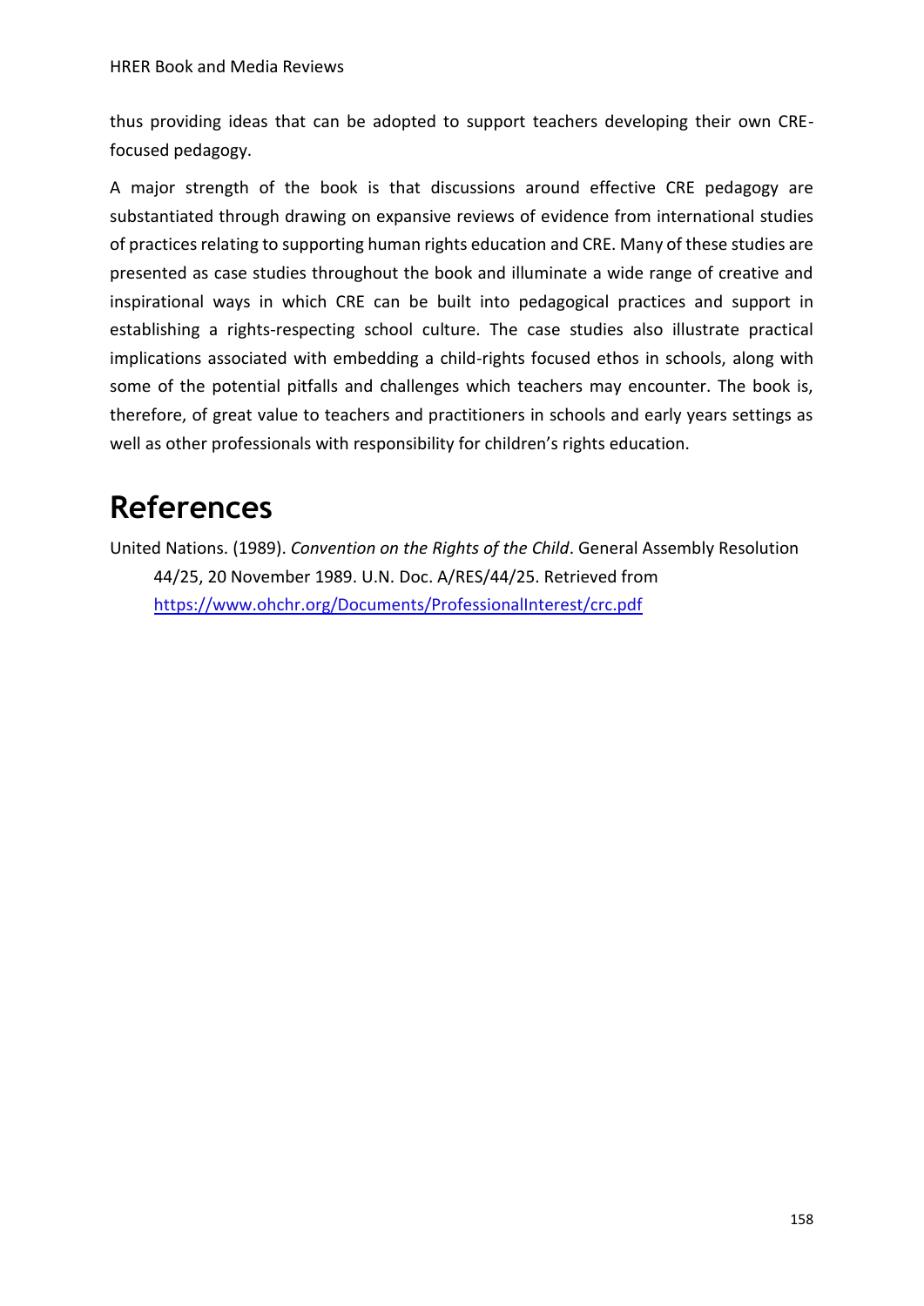thus providing ideas that can be adopted to support teachers developing their own CRE-focused pedagogy.

A major strength of the book is that discussions around effective CRE pedagogy are substantiated through drawing on expansive reviews of evidence from international studies of practices relating to supporting human rights education and CRE. Many of these studies are presented as case studies throughout the book and illuminate a wide range of creative and inspirational ways in which CRE can be built into pedagogical practices and support in establishing a rights-respecting school culture. The case studies also illustrate practical implications associated with embedding a child-rights focused ethos in schools, along with some of the potential pitfalls and challenges which teachers may encounter. The book is, therefore, of great value to teachers and practitioners in schools and early years settings as well as other professionals with responsibility for children's rights education.

# References

United Nations. (1989). *Convention on the Rights of the Child*. General Assembly Resolution 44/25, 20 November 1989. U.N. Doc. A/RES/44/25. Retrieved from https://www.ohchr.org/Documents/ProfessionalInterest/crc.pdf